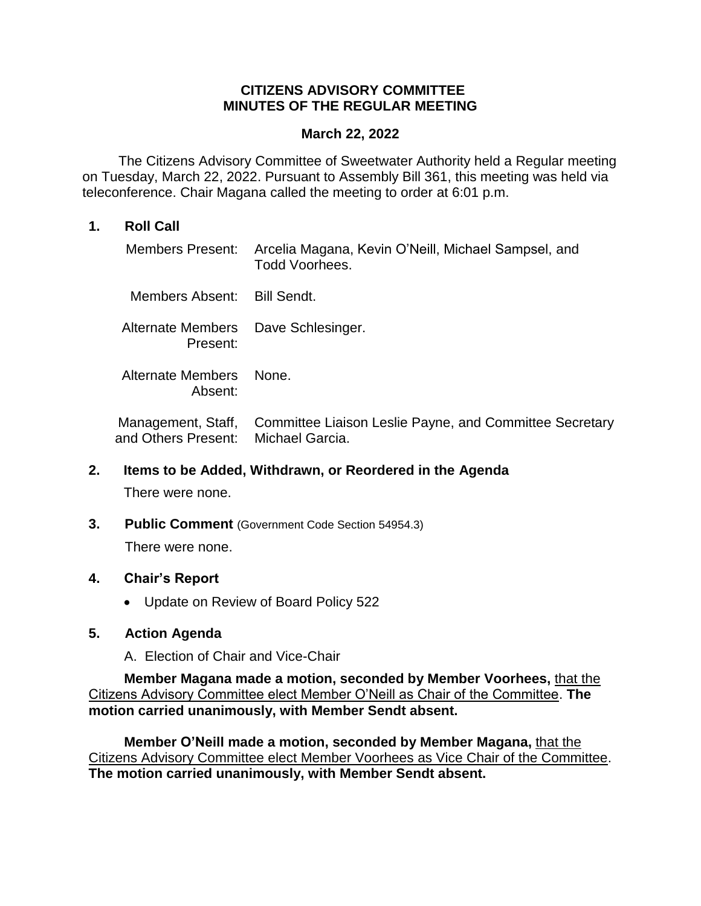# CITIZENS ADVISORY COMMITTEE
# MINUTES OF THE REGULAR MEETING

**March 22, 2022**

The Citizens Advisory Committee of Sweetwater Authority held a Regular meeting on Tuesday, March 22, 2022. Pursuant to Assembly Bill 361, this meeting was held via teleconference. Chair Magana called the meeting to order at 6:01 p.m.

## 1. Roll Call

| | |
|---|---|
| Members Present: | Arcelia Magana, Kevin O'Neill, Michael Sampsel, and Todd Voorhees. |
| Members Absent: | Bill Sendt. |
| Alternate Members Present: | Dave Schlesinger. |
| Alternate Members Absent: | None. |
| Management, Staff, and Others Present: | Committee Liaison Leslie Payne, and Committee Secretary Michael Garcia. |

## 2. Items to be Added, Withdrawn, or Reordered in the Agenda

There were none.

## 3. Public Comment (Government Code Section 54954.3)

There were none.

## 4. Chair's Report

- Update on Review of Board Policy 522

## 5. Action Agenda

A. Election of Chair and Vice-Chair

**Member Magana made a motion, seconded by Member Voorhees,** that the Citizens Advisory Committee elect Member O'Neill as Chair of the Committee. **The motion carried unanimously, with Member Sendt absent.**

**Member O'Neill made a motion, seconded by Member Magana,** that the Citizens Advisory Committee elect Member Voorhees as Vice Chair of the Committee. **The motion carried unanimously, with Member Sendt absent.**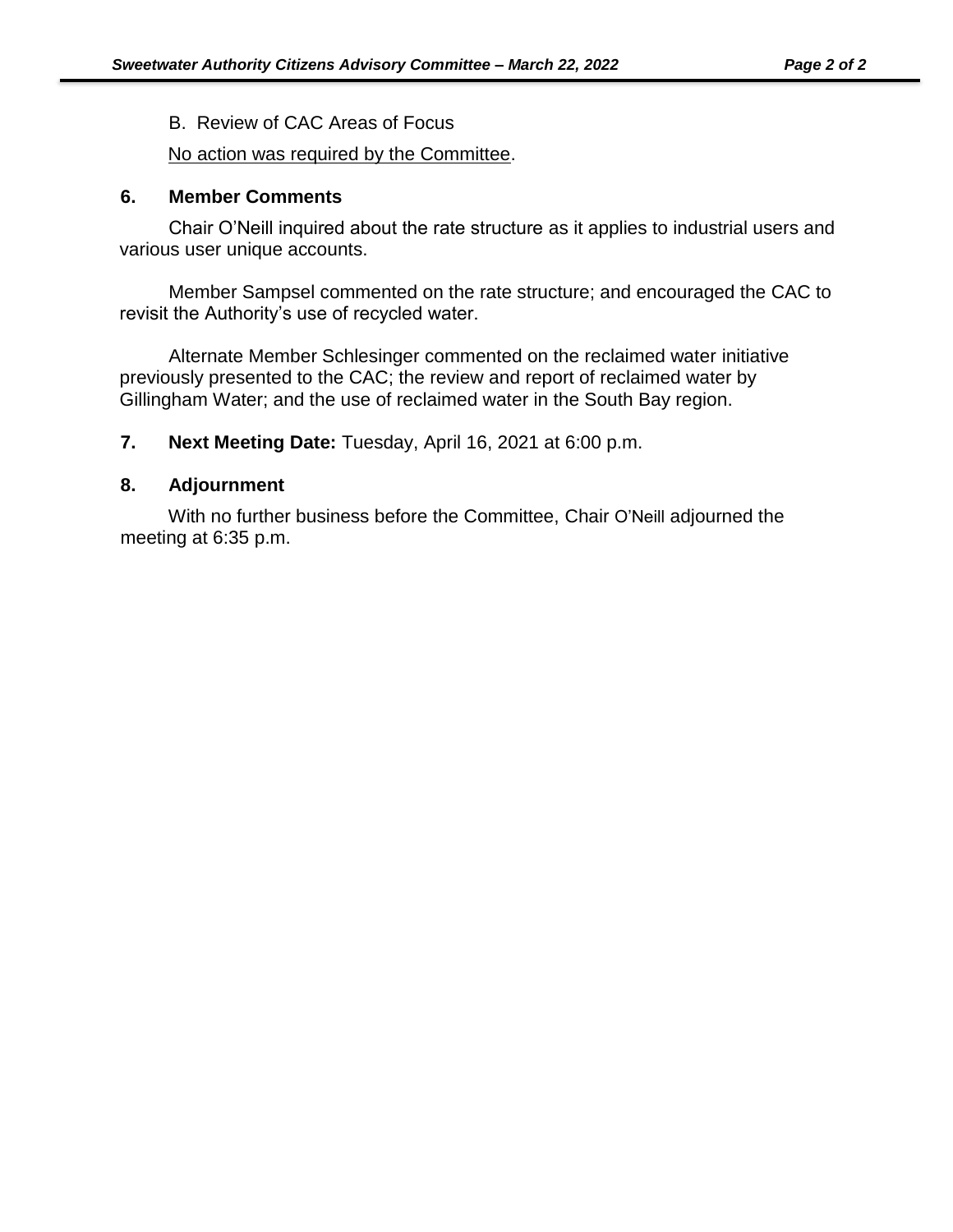B. Review of CAC Areas of Focus

No action was required by the Committee.

## 6. Member Comments

Chair O'Neill inquired about the rate structure as it applies to industrial users and various user unique accounts.

Member Sampsel commented on the rate structure; and encouraged the CAC to revisit the Authority's use of recycled water.

Alternate Member Schlesinger commented on the reclaimed water initiative previously presented to the CAC; the review and report of reclaimed water by Gillingham Water; and the use of reclaimed water in the South Bay region.

## 7. Next Meeting Date: Tuesday, April 16, 2021 at 6:00 p.m.

## 8. Adjournment

With no further business before the Committee, Chair O'Neill adjourned the meeting at 6:35 p.m.